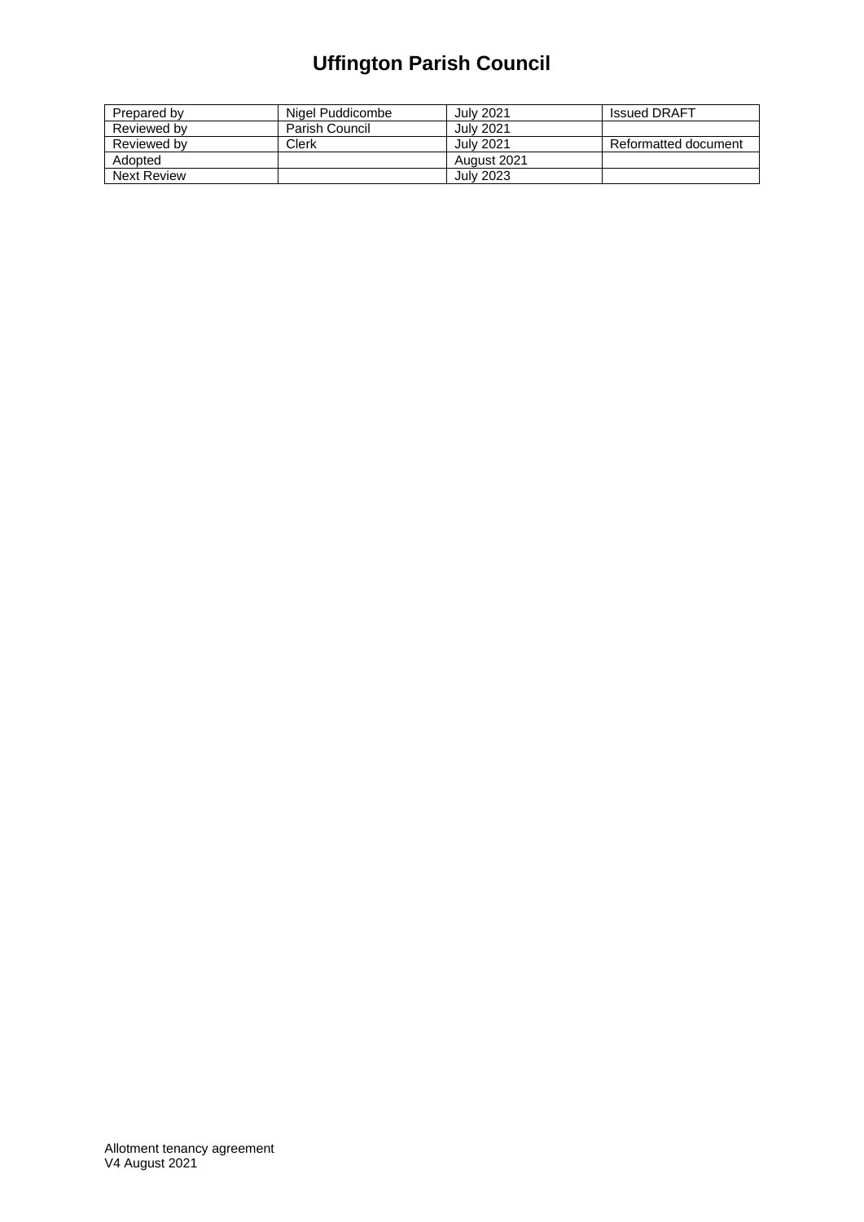# Uffington Parish Council

| | | | |
|---|---|---|---|
| Prepared by | Nigel Puddicombe | July 2021 | Issued DRAFT |
| Reviewed by | Parish Council | July 2021 | |
| Reviewed by | Clerk | July 2021 | Reformatted document |
| Adopted | | August 2021 | |
| Next Review | | July 2023 | |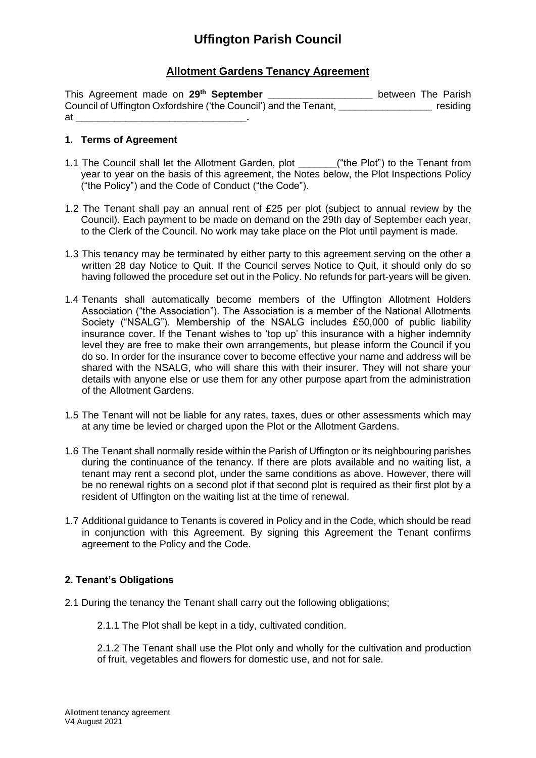# Uffington Parish Council

## Allotment Gardens Tenancy Agreement

This Agreement made on **29th September** ___________________ between The Parish Council of Uffington Oxfordshire ('the Council') and the Tenant, _________________ residing at _______________________________**.**

### 1. Terms of Agreement

1.1 The Council shall let the Allotment Garden, plot _______("the Plot") to the Tenant from year to year on the basis of this agreement, the Notes below, the Plot Inspections Policy ("the Policy") and the Code of Conduct ("the Code").

1.2 The Tenant shall pay an annual rent of £25 per plot (subject to annual review by the Council). Each payment to be made on demand on the 29th day of September each year, to the Clerk of the Council. No work may take place on the Plot until payment is made.

1.3 This tenancy may be terminated by either party to this agreement serving on the other a written 28 day Notice to Quit. If the Council serves Notice to Quit, it should only do so having followed the procedure set out in the Policy. No refunds for part-years will be given.

1.4 Tenants shall automatically become members of the Uffington Allotment Holders Association ("the Association"). The Association is a member of the National Allotments Society ("NSALG"). Membership of the NSALG includes £50,000 of public liability insurance cover. If the Tenant wishes to 'top up' this insurance with a higher indemnity level they are free to make their own arrangements, but please inform the Council if you do so. In order for the insurance cover to become effective your name and address will be shared with the NSALG, who will share this with their insurer. They will not share your details with anyone else or use them for any other purpose apart from the administration of the Allotment Gardens.

1.5 The Tenant will not be liable for any rates, taxes, dues or other assessments which may at any time be levied or charged upon the Plot or the Allotment Gardens.

1.6 The Tenant shall normally reside within the Parish of Uffington or its neighbouring parishes during the continuance of the tenancy. If there are plots available and no waiting list, a tenant may rent a second plot, under the same conditions as above. However, there will be no renewal rights on a second plot if that second plot is required as their first plot by a resident of Uffington on the waiting list at the time of renewal.

1.7 Additional guidance to Tenants is covered in Policy and in the Code, which should be read in conjunction with this Agreement. By signing this Agreement the Tenant confirms agreement to the Policy and the Code.

### 2. Tenant's Obligations

2.1 During the tenancy the Tenant shall carry out the following obligations;

2.1.1 The Plot shall be kept in a tidy, cultivated condition.

2.1.2 The Tenant shall use the Plot only and wholly for the cultivation and production of fruit, vegetables and flowers for domestic use, and not for sale.

Allotment tenancy agreement
V4 August 2021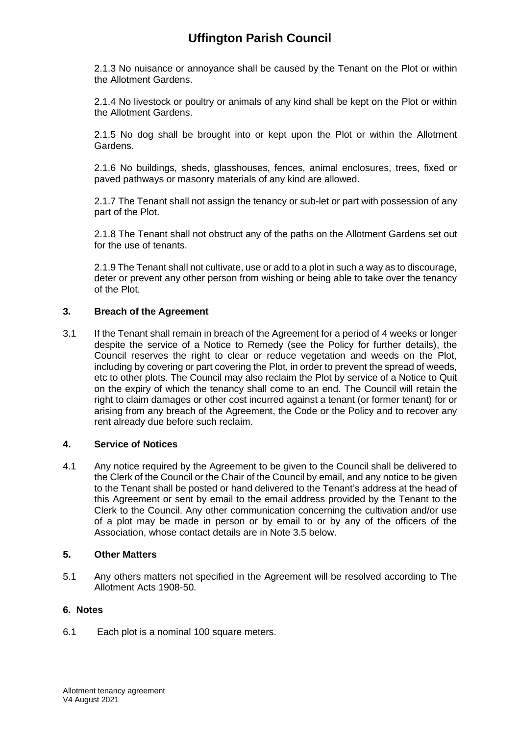2.1.3 No nuisance or annoyance shall be caused by the Tenant on the Plot or within the Allotment Gardens.

2.1.4 No livestock or poultry or animals of any kind shall be kept on the Plot or within the Allotment Gardens.

2.1.5 No dog shall be brought into or kept upon the Plot or within the Allotment Gardens.

2.1.6 No buildings, sheds, glasshouses, fences, animal enclosures, trees, fixed or paved pathways or masonry materials of any kind are allowed.

2.1.7 The Tenant shall not assign the tenancy or sub-let or part with possession of any part of the Plot.

2.1.8 The Tenant shall not obstruct any of the paths on the Allotment Gardens set out for the use of tenants.

2.1.9 The Tenant shall not cultivate, use or add to a plot in such a way as to discourage, deter or prevent any other person from wishing or being able to take over the tenancy of the Plot.

## 3. Breach of the Agreement

3.1 If the Tenant shall remain in breach of the Agreement for a period of 4 weeks or longer despite the service of a Notice to Remedy (see the Policy for further details), the Council reserves the right to clear or reduce vegetation and weeds on the Plot, including by covering or part covering the Plot, in order to prevent the spread of weeds, etc to other plots. The Council may also reclaim the Plot by service of a Notice to Quit on the expiry of which the tenancy shall come to an end. The Council will retain the right to claim damages or other cost incurred against a tenant (or former tenant) for or arising from any breach of the Agreement, the Code or the Policy and to recover any rent already due before such reclaim.

## 4. Service of Notices

4.1 Any notice required by the Agreement to be given to the Council shall be delivered to the Clerk of the Council or the Chair of the Council by email, and any notice to be given to the Tenant shall be posted or hand delivered to the Tenant's address at the head of this Agreement or sent by email to the email address provided by the Tenant to the Clerk to the Council. Any other communication concerning the cultivation and/or use of a plot may be made in person or by email to or by any of the officers of the Association, whose contact details are in Note 3.5 below.

## 5. Other Matters

5.1 Any others matters not specified in the Agreement will be resolved according to The Allotment Acts 1908-50.

## 6. Notes

6.1 Each plot is a nominal 100 square meters.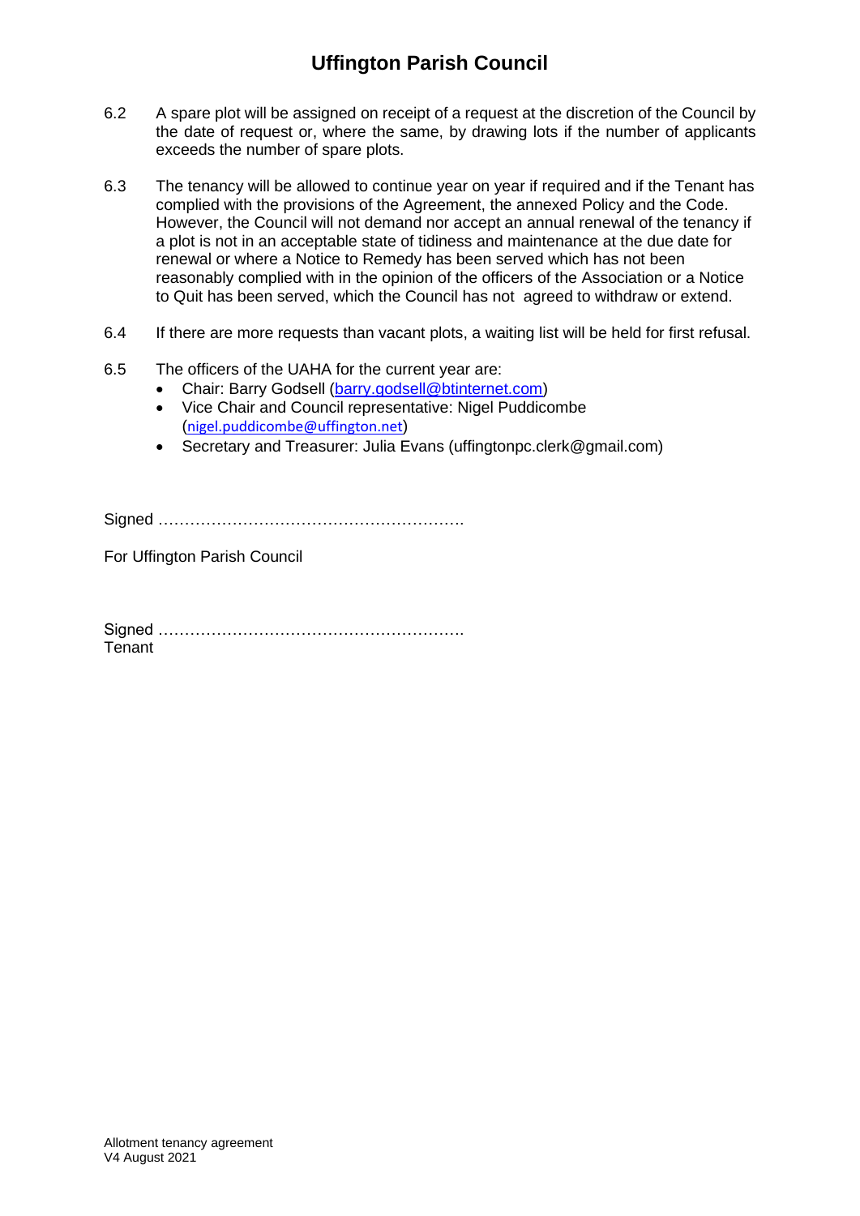6.2 A spare plot will be assigned on receipt of a request at the discretion of the Council by the date of request or, where the same, by drawing lots if the number of applicants exceeds the number of spare plots.

6.3 The tenancy will be allowed to continue year on year if required and if the Tenant has complied with the provisions of the Agreement, the annexed Policy and the Code. However, the Council will not demand nor accept an annual renewal of the tenancy if a plot is not in an acceptable state of tidiness and maintenance at the due date for renewal or where a Notice to Remedy has been served which has not been reasonably complied with in the opinion of the officers of the Association or a Notice to Quit has been served, which the Council has not agreed to withdraw or extend.

6.4 If there are more requests than vacant plots, a waiting list will be held for first refusal.

6.5 The officers of the UAHA for the current year are:

- Chair: Barry Godsell (barry.godsell@btinternet.com)
- Vice Chair and Council representative: Nigel Puddicombe (nigel.puddicombe@uffington.net)
- Secretary and Treasurer: Julia Evans (uffingtonpc.clerk@gmail.com)

Signed ………………………………………………….

For Uffington Parish Council

Signed ………………………………………………….
Tenant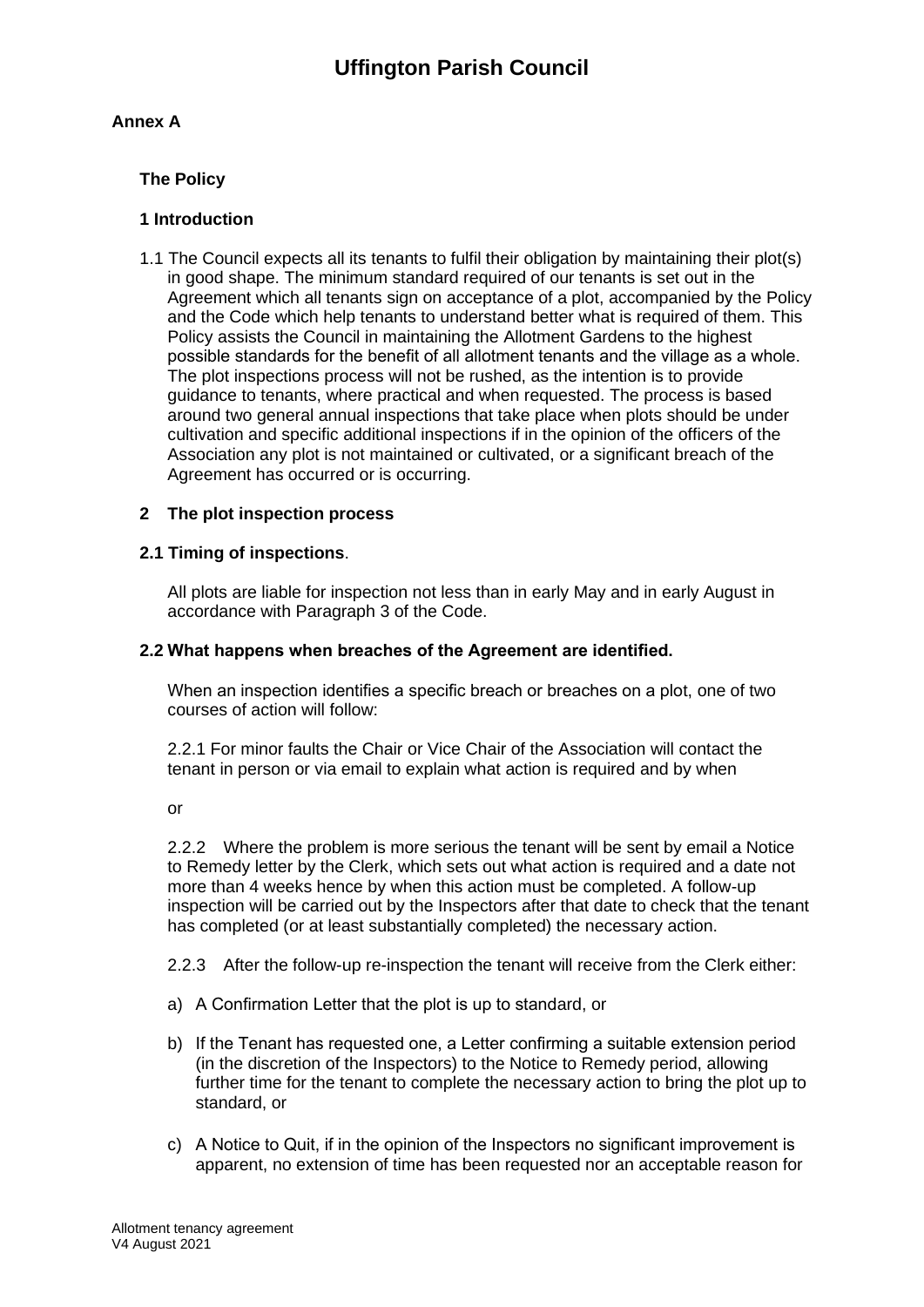**Annex A**

**The Policy**

**1 Introduction**

1.1 The Council expects all its tenants to fulfil their obligation by maintaining their plot(s) in good shape. The minimum standard required of our tenants is set out in the Agreement which all tenants sign on acceptance of a plot, accompanied by the Policy and the Code which help tenants to understand better what is required of them. This Policy assists the Council in maintaining the Allotment Gardens to the highest possible standards for the benefit of all allotment tenants and the village as a whole. The plot inspections process will not be rushed, as the intention is to provide guidance to tenants, where practical and when requested. The process is based around two general annual inspections that take place when plots should be under cultivation and specific additional inspections if in the opinion of the officers of the Association any plot is not maintained or cultivated, or a significant breach of the Agreement has occurred or is occurring.

**2 The plot inspection process**

**2.1 Timing of inspections**.

All plots are liable for inspection not less than in early May and in early August in accordance with Paragraph 3 of the Code.

**2.2 What happens when breaches of the Agreement are identified.**

When an inspection identifies a specific breach or breaches on a plot, one of two courses of action will follow:

2.2.1 For minor faults the Chair or Vice Chair of the Association will contact the tenant in person or via email to explain what action is required and by when

or

2.2.2 Where the problem is more serious the tenant will be sent by email a Notice to Remedy letter by the Clerk, which sets out what action is required and a date not more than 4 weeks hence by when this action must be completed. A follow-up inspection will be carried out by the Inspectors after that date to check that the tenant has completed (or at least substantially completed) the necessary action.

2.2.3 After the follow-up re-inspection the tenant will receive from the Clerk either:

a) A Confirmation Letter that the plot is up to standard, or

b) If the Tenant has requested one, a Letter confirming a suitable extension period (in the discretion of the Inspectors) to the Notice to Remedy period, allowing further time for the tenant to complete the necessary action to bring the plot up to standard, or

c) A Notice to Quit, if in the opinion of the Inspectors no significant improvement is apparent, no extension of time has been requested nor an acceptable reason for

Allotment tenancy agreement
V4 August 2021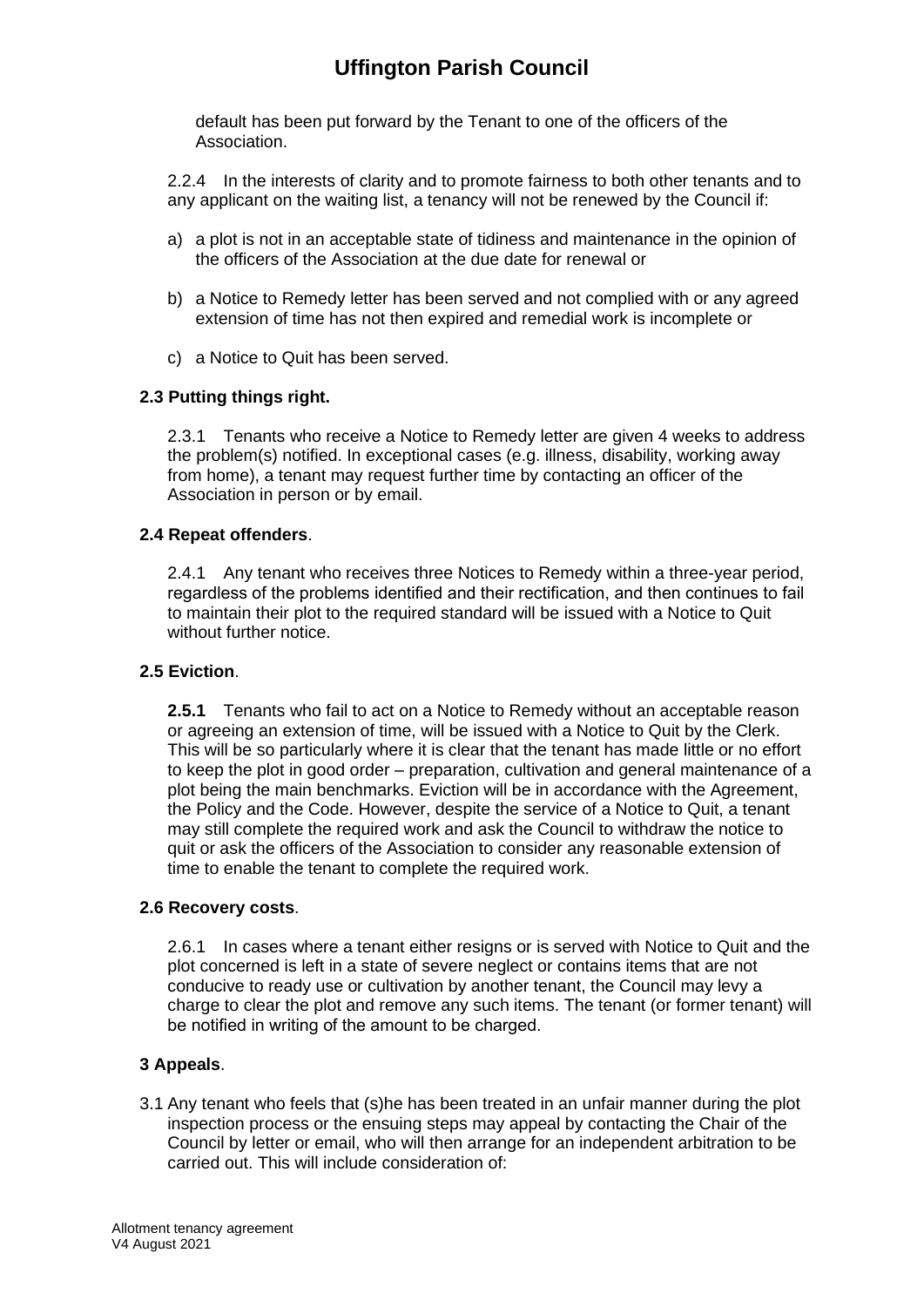default has been put forward by the Tenant to one of the officers of the Association.

2.2.4 In the interests of clarity and to promote fairness to both other tenants and to any applicant on the waiting list, a tenancy will not be renewed by the Council if:

a) a plot is not in an acceptable state of tidiness and maintenance in the opinion of the officers of the Association at the due date for renewal or

b) a Notice to Remedy letter has been served and not complied with or any agreed extension of time has not then expired and remedial work is incomplete or

c) a Notice to Quit has been served.

**2.3 Putting things right.**

2.3.1 Tenants who receive a Notice to Remedy letter are given 4 weeks to address the problem(s) notified. In exceptional cases (e.g. illness, disability, working away from home), a tenant may request further time by contacting an officer of the Association in person or by email.

**2.4 Repeat offenders**.

2.4.1 Any tenant who receives three Notices to Remedy within a three-year period, regardless of the problems identified and their rectification, and then continues to fail to maintain their plot to the required standard will be issued with a Notice to Quit without further notice.

**2.5 Eviction**.

**2.5.1** Tenants who fail to act on a Notice to Remedy without an acceptable reason or agreeing an extension of time, will be issued with a Notice to Quit by the Clerk. This will be so particularly where it is clear that the tenant has made little or no effort to keep the plot in good order – preparation, cultivation and general maintenance of a plot being the main benchmarks. Eviction will be in accordance with the Agreement, the Policy and the Code. However, despite the service of a Notice to Quit, a tenant may still complete the required work and ask the Council to withdraw the notice to quit or ask the officers of the Association to consider any reasonable extension of time to enable the tenant to complete the required work.

**2.6 Recovery costs**.

2.6.1 In cases where a tenant either resigns or is served with Notice to Quit and the plot concerned is left in a state of severe neglect or contains items that are not conducive to ready use or cultivation by another tenant, the Council may levy a charge to clear the plot and remove any such items. The tenant (or former tenant) will be notified in writing of the amount to be charged.

**3 Appeals**.

3.1 Any tenant who feels that (s)he has been treated in an unfair manner during the plot inspection process or the ensuing steps may appeal by contacting the Chair of the Council by letter or email, who will then arrange for an independent arbitration to be carried out. This will include consideration of: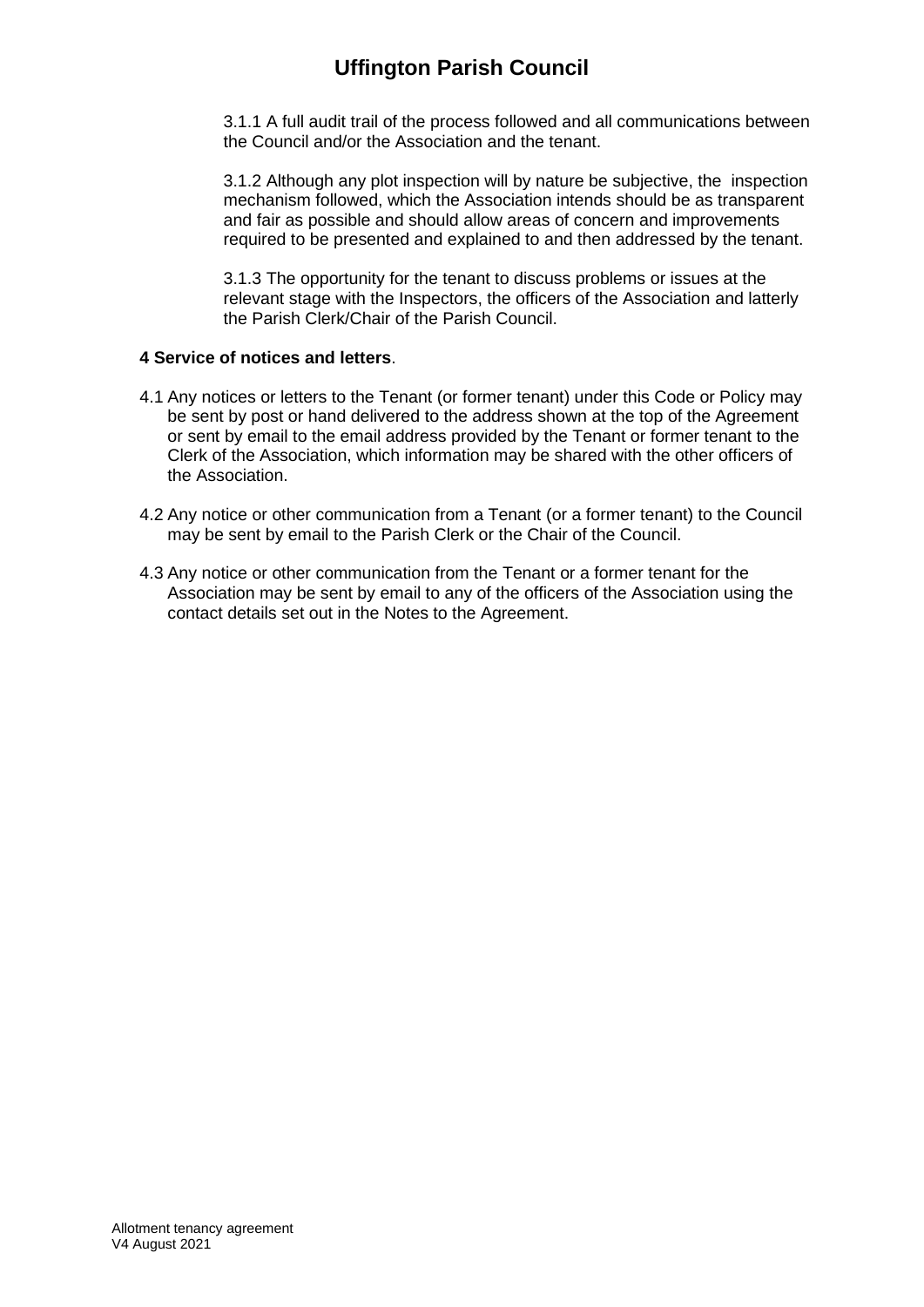3.1.1 A full audit trail of the process followed and all communications between the Council and/or the Association and the tenant.

3.1.2 Although any plot inspection will by nature be subjective, the inspection mechanism followed, which the Association intends should be as transparent and fair as possible and should allow areas of concern and improvements required to be presented and explained to and then addressed by the tenant.

3.1.3 The opportunity for the tenant to discuss problems or issues at the relevant stage with the Inspectors, the officers of the Association and latterly the Parish Clerk/Chair of the Parish Council.

**4 Service of notices and letters**.

4.1 Any notices or letters to the Tenant (or former tenant) under this Code or Policy may be sent by post or hand delivered to the address shown at the top of the Agreement or sent by email to the email address provided by the Tenant or former tenant to the Clerk of the Association, which information may be shared with the other officers of the Association.

4.2 Any notice or other communication from a Tenant (or a former tenant) to the Council may be sent by email to the Parish Clerk or the Chair of the Council.

4.3 Any notice or other communication from the Tenant or a former tenant for the Association may be sent by email to any of the officers of the Association using the contact details set out in the Notes to the Agreement.